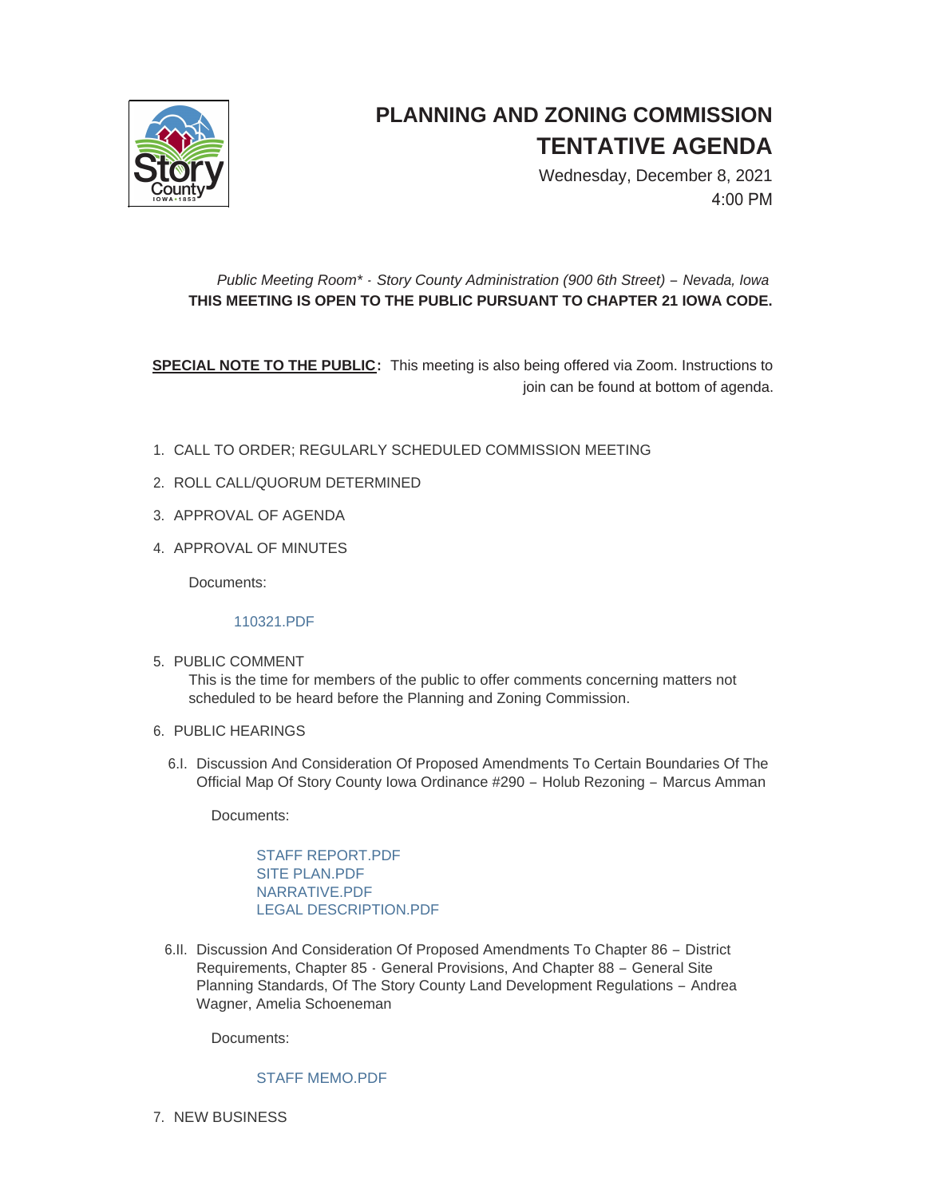# PLANNING AND ZONING COMMISSION TENTATIVE AGENDA

Wednesday, December 8, 2021
4:00 PM

*Public Meeting Room\* - Story County Administration (900 6th Street) – Nevada, Iowa*
**THIS MEETING IS OPEN TO THE PUBLIC PURSUANT TO CHAPTER 21 IOWA CODE.**

**SPECIAL NOTE TO THE PUBLIC:** This meeting is also being offered via Zoom. Instructions to join can be found at bottom of agenda.

1. CALL TO ORDER; REGULARLY SCHEDULED COMMISSION MEETING
2. ROLL CALL/QUORUM DETERMINED
3. APPROVAL OF AGENDA
4. APPROVAL OF MINUTES

   Documents:

   110321.PDF

5. PUBLIC COMMENT

   This is the time for members of the public to offer comments concerning matters not scheduled to be heard before the Planning and Zoning Commission.

6. PUBLIC HEARINGS

   6.I. Discussion And Consideration Of Proposed Amendments To Certain Boundaries Of The Official Map Of Story County Iowa Ordinance #290 – Holub Rezoning – Marcus Amman

   Documents:

   STAFF REPORT.PDF
   SITE PLAN.PDF
   NARRATIVE.PDF
   LEGAL DESCRIPTION.PDF

   6.II. Discussion And Consideration Of Proposed Amendments To Chapter 86 – District Requirements, Chapter 85 - General Provisions, And Chapter 88 – General Site Planning Standards, Of The Story County Land Development Regulations – Andrea Wagner, Amelia Schoeneman

   Documents:

   STAFF MEMO.PDF

7. NEW BUSINESS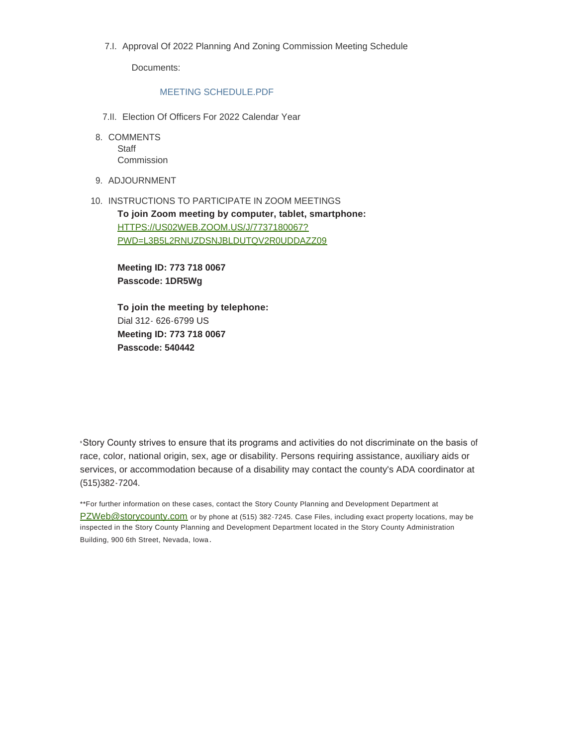7.I. Approval Of 2022 Planning And Zoning Commission Meeting Schedule

Documents:

MEETING SCHEDULE.PDF

7.II. Election Of Officers For 2022 Calendar Year

8. COMMENTS
   Staff
   Commission

9. ADJOURNMENT

10. INSTRUCTIONS TO PARTICIPATE IN ZOOM MEETINGS

**To join Zoom meeting by computer, tablet, smartphone:**
HTTPS://US02WEB.ZOOM.US/J/7737180067?PWD=L3B5L2RNUZDSNJBLDUTQV2R0UDDAZZ09

**Meeting ID: 773 718 0067**
**Passcode: 1DR5Wg**

**To join the meeting by telephone:**
Dial 312- 626-6799 US
**Meeting ID: 773 718 0067**
**Passcode: 540442**

*Story County strives to ensure that its programs and activities do not discriminate on the basis of race, color, national origin, sex, age or disability. Persons requiring assistance, auxiliary aids or services, or accommodation because of a disability may contact the county's ADA coordinator at (515)382-7204.

**For further information on these cases, contact the Story County Planning and Development Department at PZWeb@storycounty.com or by phone at (515) 382-7245. Case Files, including exact property locations, may be inspected in the Story County Planning and Development Department located in the Story County Administration Building, 900 6th Street, Nevada, Iowa.